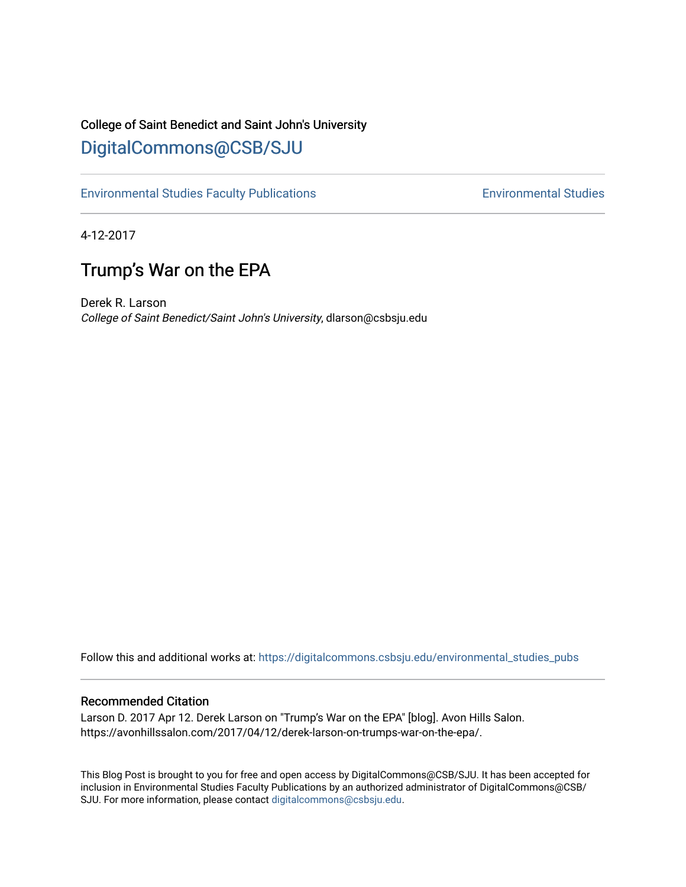College of Saint Benedict and Saint John's University

[DigitalCommons@CSB/SJU](https://digitalcommons.csbsju.edu)

Environmental Studies Faculty Publications | Environmental Studies

4-12-2017

# Trump's War on the EPA

Derek R. Larson

*College of Saint Benedict/Saint John's University*, dlarson@csbsju.edu

Follow this and additional works at: https://digitalcommons.csbsju.edu/environmental_studies_pubs

## Recommended Citation

Larson D. 2017 Apr 12. Derek Larson on "Trump's War on the EPA" [blog]. Avon Hills Salon. https://avonhillssalon.com/2017/04/12/derek-larson-on-trumps-war-on-the-epa/.

This Blog Post is brought to you for free and open access by DigitalCommons@CSB/SJU. It has been accepted for inclusion in Environmental Studies Faculty Publications by an authorized administrator of DigitalCommons@CSB/SJU. For more information, please contact digitalcommons@csbsju.edu.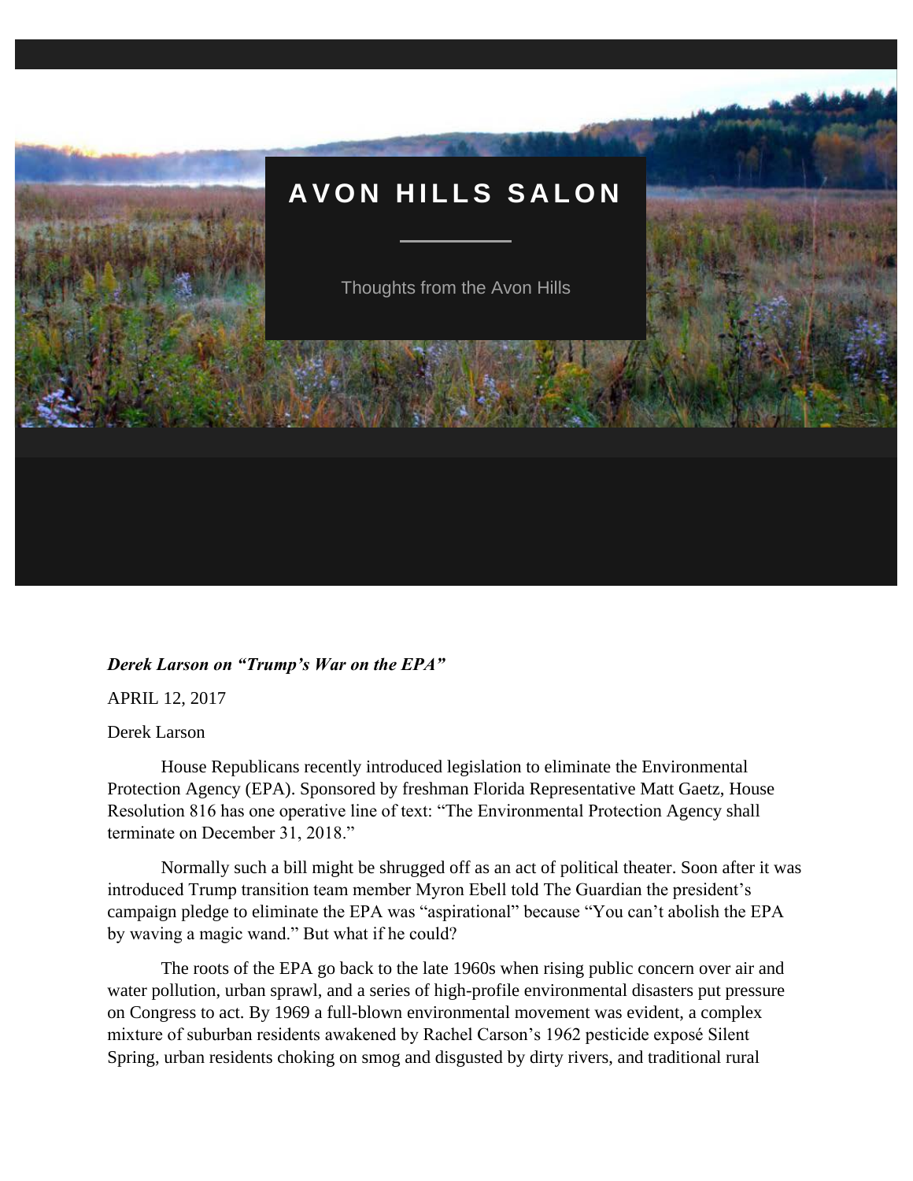# AVON HILLS SALON

Thoughts from the Avon Hills

***Derek Larson on "Trump's War on the EPA"***

APRIL 12, 2017

Derek Larson

House Republicans recently introduced legislation to eliminate the Environmental Protection Agency (EPA). Sponsored by freshman Florida Representative Matt Gaetz, House Resolution 816 has one operative line of text: "The Environmental Protection Agency shall terminate on December 31, 2018."

Normally such a bill might be shrugged off as an act of political theater. Soon after it was introduced Trump transition team member Myron Ebell told The Guardian the president's campaign pledge to eliminate the EPA was "aspirational" because "You can't abolish the EPA by waving a magic wand." But what if he could?

The roots of the EPA go back to the late 1960s when rising public concern over air and water pollution, urban sprawl, and a series of high-profile environmental disasters put pressure on Congress to act. By 1969 a full-blown environmental movement was evident, a complex mixture of suburban residents awakened by Rachel Carson's 1962 pesticide exposé Silent Spring, urban residents choking on smog and disgusted by dirty rivers, and traditional rural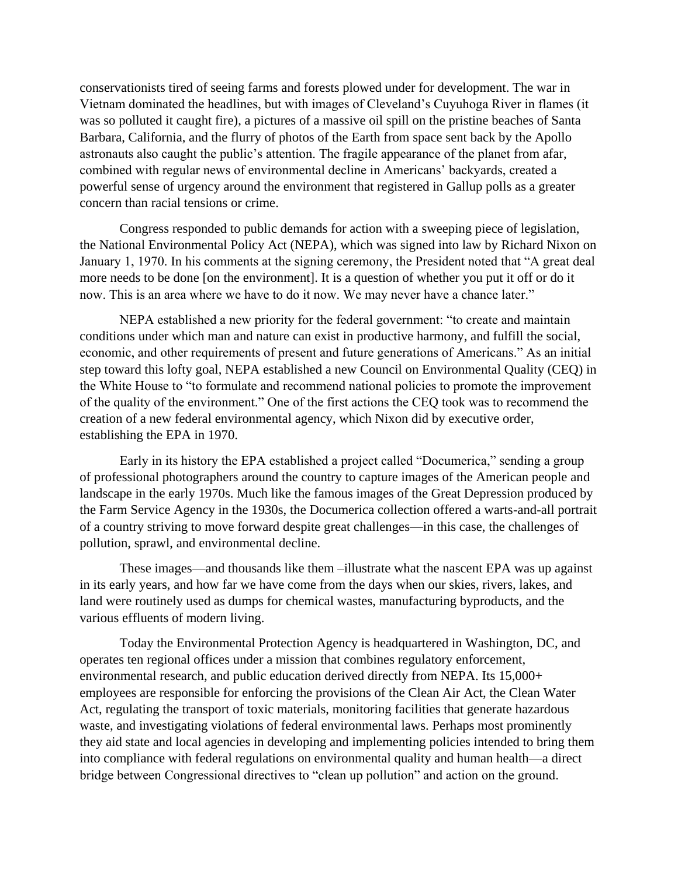conservationists tired of seeing farms and forests plowed under for development. The war in Vietnam dominated the headlines, but with images of Cleveland's Cuyuhoga River in flames (it was so polluted it caught fire), a pictures of a massive oil spill on the pristine beaches of Santa Barbara, California, and the flurry of photos of the Earth from space sent back by the Apollo astronauts also caught the public's attention. The fragile appearance of the planet from afar, combined with regular news of environmental decline in Americans' backyards, created a powerful sense of urgency around the environment that registered in Gallup polls as a greater concern than racial tensions or crime.

Congress responded to public demands for action with a sweeping piece of legislation, the National Environmental Policy Act (NEPA), which was signed into law by Richard Nixon on January 1, 1970. In his comments at the signing ceremony, the President noted that "A great deal more needs to be done [on the environment]. It is a question of whether you put it off or do it now. This is an area where we have to do it now. We may never have a chance later."

NEPA established a new priority for the federal government: "to create and maintain conditions under which man and nature can exist in productive harmony, and fulfill the social, economic, and other requirements of present and future generations of Americans." As an initial step toward this lofty goal, NEPA established a new Council on Environmental Quality (CEQ) in the White House to "to formulate and recommend national policies to promote the improvement of the quality of the environment." One of the first actions the CEQ took was to recommend the creation of a new federal environmental agency, which Nixon did by executive order, establishing the EPA in 1970.

Early in its history the EPA established a project called "Documerica," sending a group of professional photographers around the country to capture images of the American people and landscape in the early 1970s. Much like the famous images of the Great Depression produced by the Farm Service Agency in the 1930s, the Documerica collection offered a warts-and-all portrait of a country striving to move forward despite great challenges—in this case, the challenges of pollution, sprawl, and environmental decline.

These images—and thousands like them –illustrate what the nascent EPA was up against in its early years, and how far we have come from the days when our skies, rivers, lakes, and land were routinely used as dumps for chemical wastes, manufacturing byproducts, and the various effluents of modern living.

Today the Environmental Protection Agency is headquartered in Washington, DC, and operates ten regional offices under a mission that combines regulatory enforcement, environmental research, and public education derived directly from NEPA. Its 15,000+ employees are responsible for enforcing the provisions of the Clean Air Act, the Clean Water Act, regulating the transport of toxic materials, monitoring facilities that generate hazardous waste, and investigating violations of federal environmental laws. Perhaps most prominently they aid state and local agencies in developing and implementing policies intended to bring them into compliance with federal regulations on environmental quality and human health—a direct bridge between Congressional directives to "clean up pollution" and action on the ground.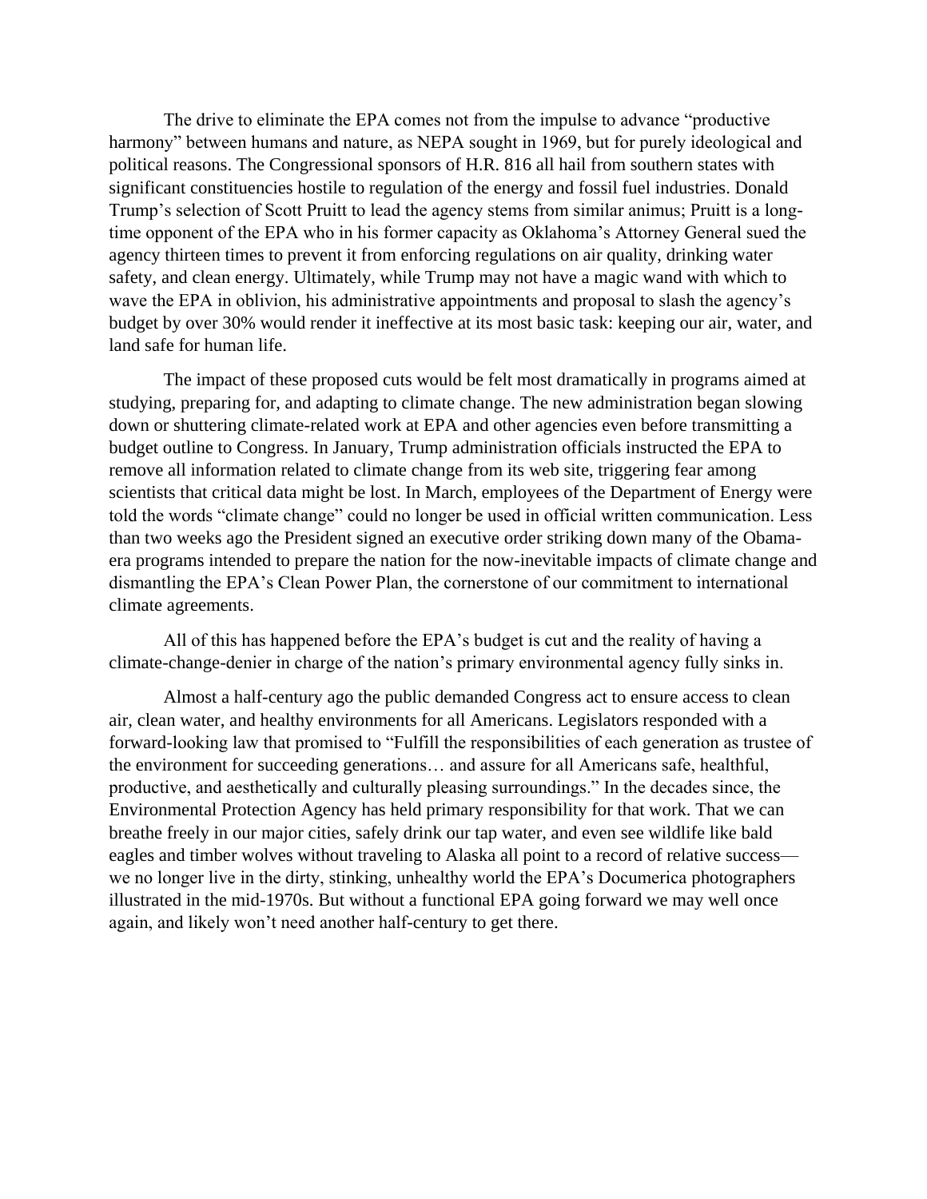The drive to eliminate the EPA comes not from the impulse to advance "productive harmony" between humans and nature, as NEPA sought in 1969, but for purely ideological and political reasons. The Congressional sponsors of H.R. 816 all hail from southern states with significant constituencies hostile to regulation of the energy and fossil fuel industries. Donald Trump's selection of Scott Pruitt to lead the agency stems from similar animus; Pruitt is a long-time opponent of the EPA who in his former capacity as Oklahoma's Attorney General sued the agency thirteen times to prevent it from enforcing regulations on air quality, drinking water safety, and clean energy. Ultimately, while Trump may not have a magic wand with which to wave the EPA in oblivion, his administrative appointments and proposal to slash the agency's budget by over 30% would render it ineffective at its most basic task: keeping our air, water, and land safe for human life.

The impact of these proposed cuts would be felt most dramatically in programs aimed at studying, preparing for, and adapting to climate change. The new administration began slowing down or shuttering climate-related work at EPA and other agencies even before transmitting a budget outline to Congress. In January, Trump administration officials instructed the EPA to remove all information related to climate change from its web site, triggering fear among scientists that critical data might be lost. In March, employees of the Department of Energy were told the words "climate change" could no longer be used in official written communication. Less than two weeks ago the President signed an executive order striking down many of the Obama-era programs intended to prepare the nation for the now-inevitable impacts of climate change and dismantling the EPA's Clean Power Plan, the cornerstone of our commitment to international climate agreements.

All of this has happened before the EPA's budget is cut and the reality of having a climate-change-denier in charge of the nation's primary environmental agency fully sinks in.

Almost a half-century ago the public demanded Congress act to ensure access to clean air, clean water, and healthy environments for all Americans. Legislators responded with a forward-looking law that promised to "Fulfill the responsibilities of each generation as trustee of the environment for succeeding generations… and assure for all Americans safe, healthful, productive, and aesthetically and culturally pleasing surroundings." In the decades since, the Environmental Protection Agency has held primary responsibility for that work. That we can breathe freely in our major cities, safely drink our tap water, and even see wildlife like bald eagles and timber wolves without traveling to Alaska all point to a record of relative success—we no longer live in the dirty, stinking, unhealthy world the EPA's Documerica photographers illustrated in the mid-1970s. But without a functional EPA going forward we may well once again, and likely won't need another half-century to get there.